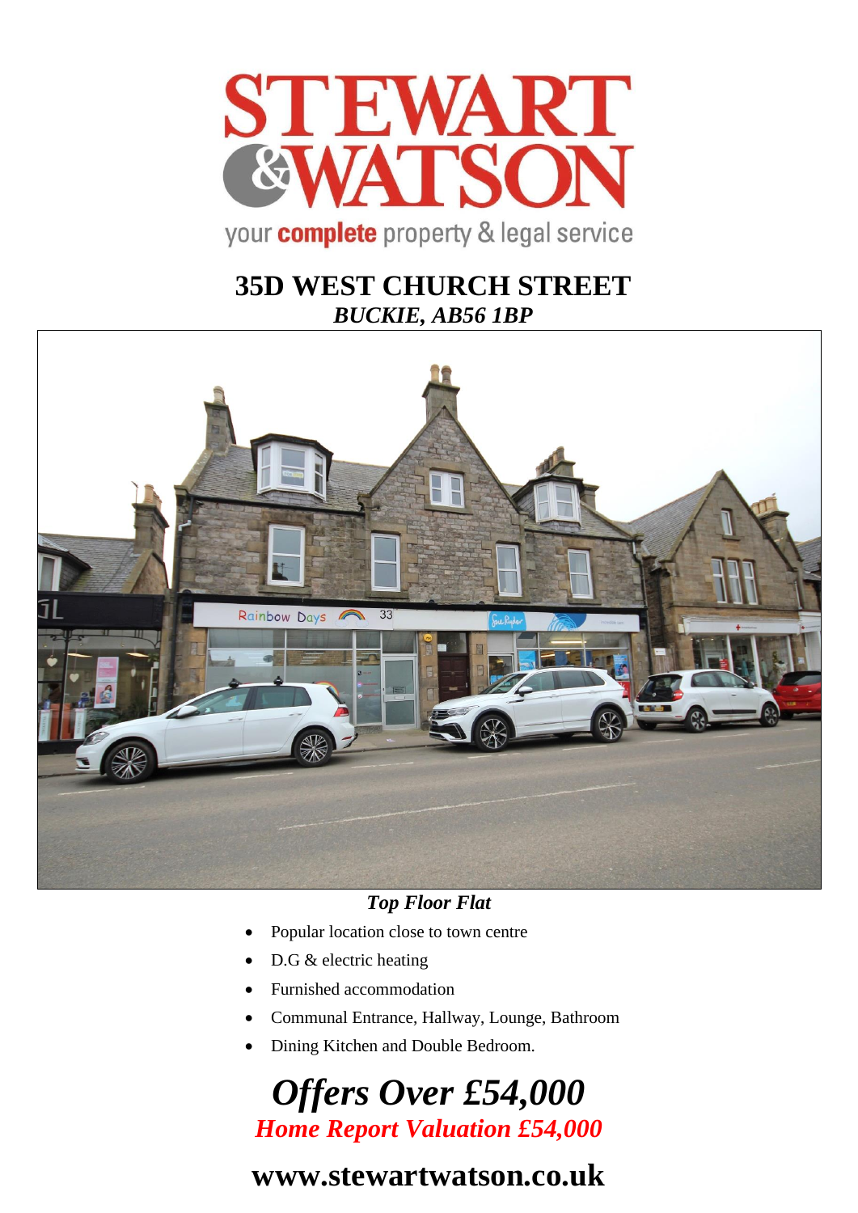STEWART & WATSON

your **complete** property & legal service

# 35D WEST CHURCH STREET

***BUCKIE, AB56 1BP***

***Top Floor Flat***

- Popular location close to town centre
- D.G & electric heating
- Furnished accommodation
- Communal Entrance, Hallway, Lounge, Bathroom
- Dining Kitchen and Double Bedroom.

## *Offers Over £54,000*

***Home Report Valuation £54,000***

**www.stewartwatson.co.uk**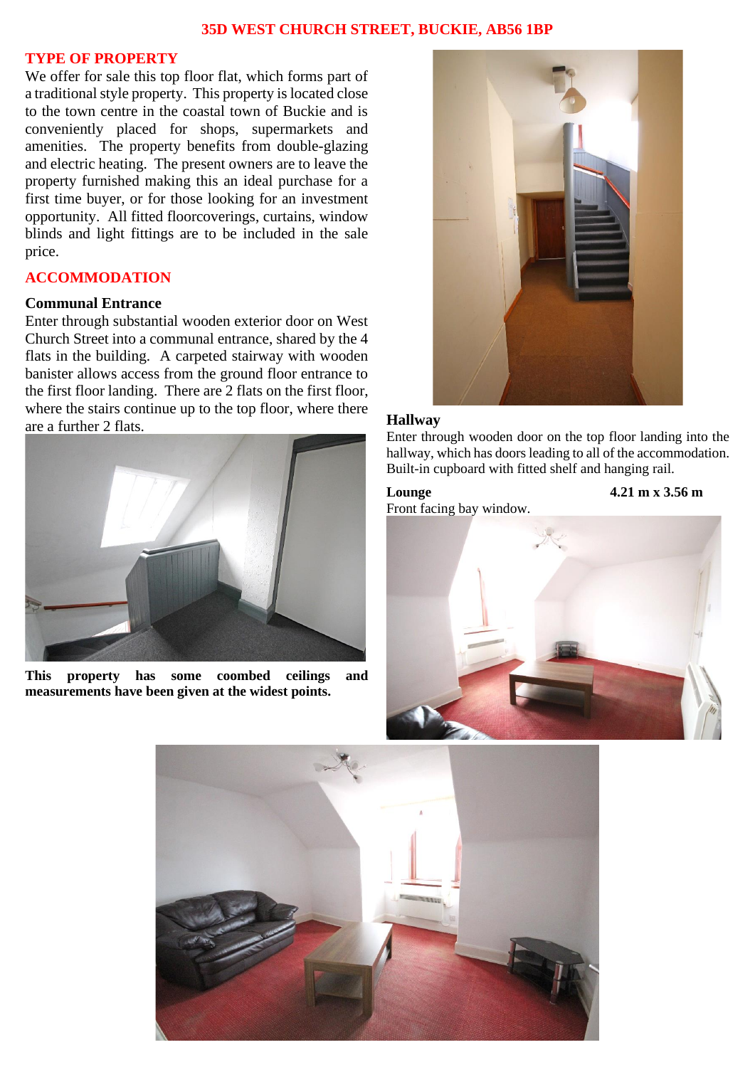# 35D WEST CHURCH STREET, BUCKIE, AB56 1BP

## TYPE OF PROPERTY

We offer for sale this top floor flat, which forms part of a traditional style property. This property is located close to the town centre in the coastal town of Buckie and is conveniently placed for shops, supermarkets and amenities. The property benefits from double-glazing and electric heating. The present owners are to leave the property furnished making this an ideal purchase for a first time buyer, or for those looking for an investment opportunity. All fitted floorcoverings, curtains, window blinds and light fittings are to be included in the sale price.

## ACCOMMODATION

### Communal Entrance

Enter through substantial wooden exterior door on West Church Street into a communal entrance, shared by the 4 flats in the building. A carpeted stairway with wooden banister allows access from the ground floor entrance to the first floor landing. There are 2 flats on the first floor, where the stairs continue up to the top floor, where there are a further 2 flats.

**This property has some coombed ceilings and measurements have been given at the widest points.**

### Hallway

Enter through wooden door on the top floor landing into the hallway, which has doors leading to all of the accommodation. Built-in cupboard with fitted shelf and hanging rail.

### Lounge — 4.21 m x 3.56 m

Front facing bay window.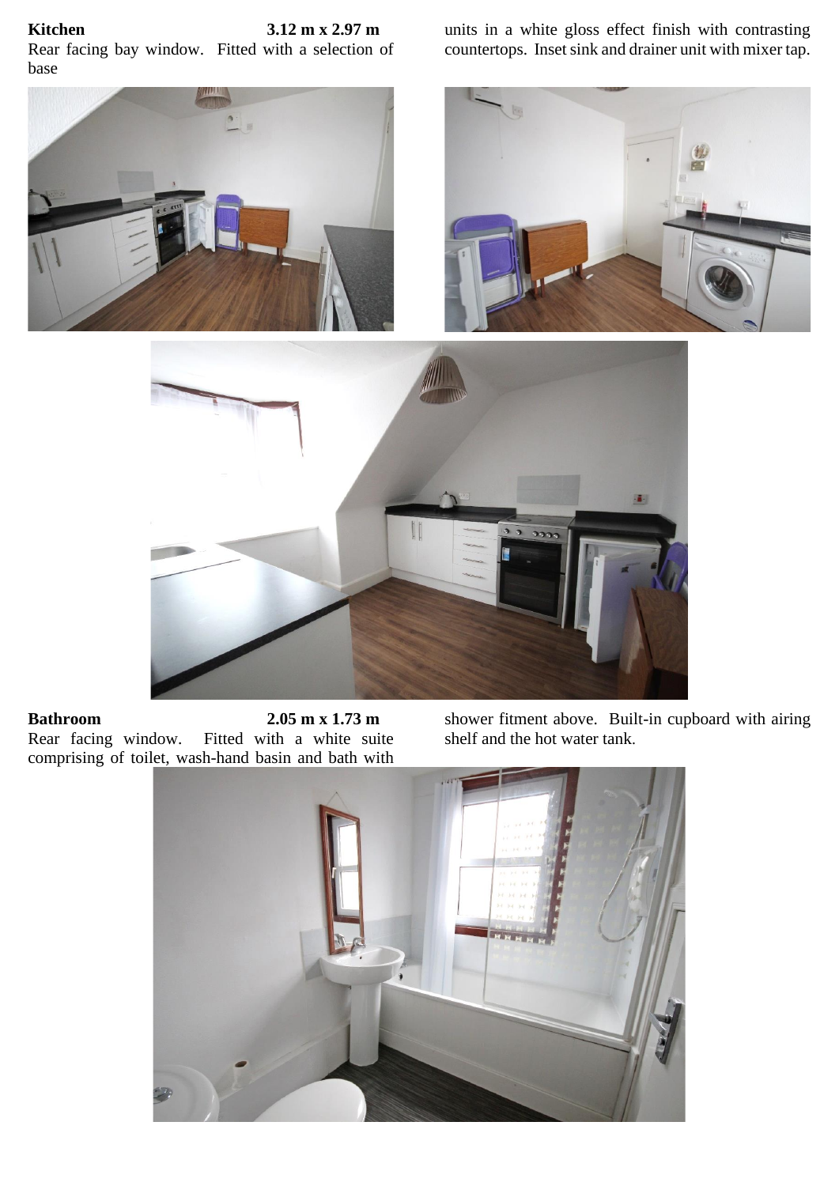**Kitchen** **3.12 m x 2.97 m**

Rear facing bay window. Fitted with a selection of base units in a white gloss effect finish with contrasting countertops. Inset sink and drainer unit with mixer tap.

**Bathroom** **2.05 m x 1.73 m**

Rear facing window. Fitted with a white suite comprising of toilet, wash-hand basin and bath with shower fitment above. Built-in cupboard with airing shelf and the hot water tank.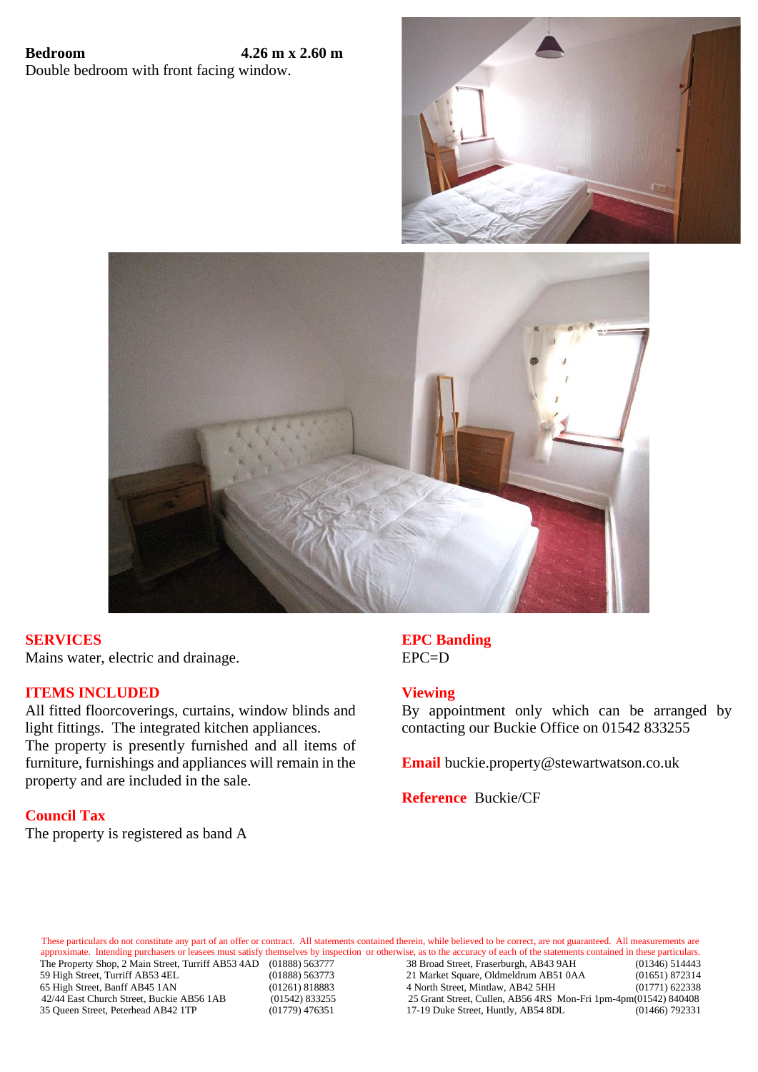**Bedroom** **4.26 m x 2.60 m**
Double bedroom with front facing window.

## SERVICES
Mains water, electric and drainage.

## ITEMS INCLUDED
All fitted floorcoverings, curtains, window blinds and light fittings. The integrated kitchen appliances.
The property is presently furnished and all items of furniture, furnishings and appliances will remain in the property and are included in the sale.

## Council Tax
The property is registered as band A

## EPC Banding
EPC=D

## Viewing
By appointment only which can be arranged by contacting our Buckie Office on 01542 833255

**Email** buckie.property@stewartwatson.co.uk

**Reference** Buckie/CF

These particulars do not constitute any part of an offer or contract. All statements contained therein, while believed to be correct, are not guaranteed. All measurements are approximate. Intending purchasers or leasees must satisfy themselves by inspection or otherwise, as to the accuracy of each of the statements contained in these particulars.

| | | | |
|---|---|---|---|
| The Property Shop, 2 Main Street, Turriff AB53 4AD | (01888) 563777 | 38 Broad Street, Fraserburgh, AB43 9AH | (01346) 514443 |
| 59 High Street, Turriff AB53 4EL | (01888) 563773 | 21 Market Square, Oldmeldrum AB51 0AA | (01651) 872314 |
| 65 High Street, Banff AB45 1AN | (01261) 818883 | 4 North Street, Mintlaw, AB42 5HH | (01771) 622338 |
| 42/44 East Church Street, Buckie AB56 1AB | (01542) 833255 | 25 Grant Street, Cullen, AB56 4RS Mon-Fri 1pm-4pm | (01542) 840408 |
| 35 Queen Street, Peterhead AB42 1TP | (01779) 476351 | 17-19 Duke Street, Huntly, AB54 8DL | (01466) 792331 |